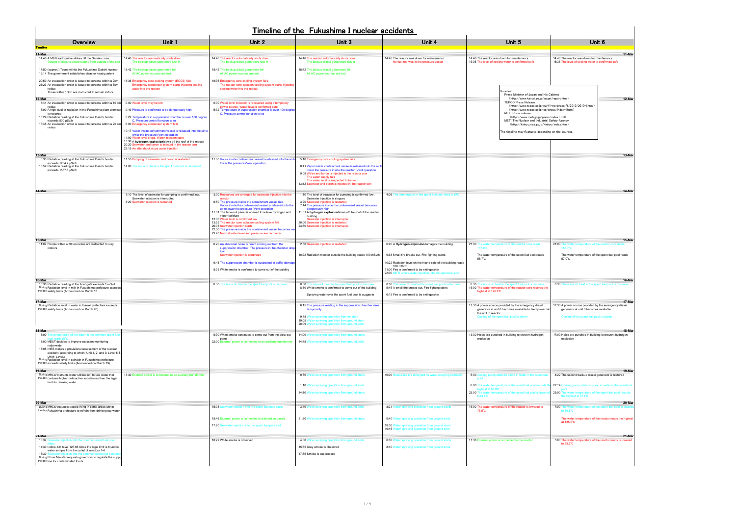# Timeline of the Fukushima I nuclear accidents

| Overview | Unit 1 | Unit 2 | Unit 3 | Unit 4 | Unit 5 | Unit 6 |
|---|---|---|---|---|---|---|
| **Timeline** | | | | | | |
| **11-Mar** | | | | | | |
| 14:46 A M9.0 earthquake strikes off the Sanriku coast<br>Outage of electric power supply from outside of the site<br><br>14:50 (approx.) Tsunami hits the Fukushima Daiichi nuclear<br>15:14 The government establishes disaster headquarters<br><br>20:50 An evacuation order is issued to persons within a 2km<br>21:23 An evacuation order is issued to persons within a 3km radius<br>Those within 10km are instructed to remain indoor | 14:46 The reactor automatically shuts down<br>The backup diesel generators kick in<br><br>15:42 The backup diesel generators fail<br>All AC power sources are lost<br><br>16:36 Emergency core cooling system (ECCS) fails<br>Emergency condenser system starts injecting cooling water into the reactor | 14:46 The reactor automatically shuts down<br>The backup diesel generators kick in<br><br>15:42 The backup diesel generators fail<br>All AC power sources are lost<br><br>16:36 Emergency core cooling system fails<br>The reactor core isolation cooling system starts injecting cooling water into the reactor | 14:46 The reactor automatically shuts down<br>The backup diesel generators kick in<br><br>15:42 The backup diesel generators fail<br>All AC power sources are lost | 14:46 The reactor was down for maintenance<br>No fuel rod was in the pressure vessel | 14:46 The reactor was down for maintenance<br>16:36 The level of cooling water is confirmed safe | 14:46 The reactor was down for maintenance<br>16:36 The level of cooling water is confirmed safe |
| **12-Mar** | | | | | | |
| 5:44 An evacuation order is issued to persons within a 10 km radius<br>6:00 A high level of radiation in the Fukushima plant premises is reported<br>15:29 Radiation reading at the Fukushima Daiichi border exceeds 500 μSv/h<br>18:48 An evacuation order is issued to persons within a 20 km radius | 0:00 Water level may be low<br>0:49 Pressure is confirmed to be dangerously high<br>5:22 Temperature in suppression chamber is over 100 degrees C; Pressure control function is lost<br>6:00 Emergency condenser system fails<br>10:17 Vapor inside containment vessel is released into the air to lower the pressure (Vent operation)<br>11:00 Water level drops. Water injection starts<br>15:36 A **hydrogen explosion** blows off the roof of the reactor<br>20:20 Seawater and boron is injected in the reactor core<br>22:15 An aftershock stops water injection | 0:00 Water level indicator is recovered using a temporary power source. Water level is confirmed safe<br>5:32 Temperature in suppression chamber is over 100 degrees C; Pressure control function is lost | | | | |
| **13-Mar** | | | | | | |
| 8:33 Radiation reading at the Fukushima Daiichi border exceeds 1204.2 μSv/h<br>13:52 Radiation reading at the Fukushima Daiichi border exceeds 1557.5 μSv/h | 11:55 Pumping of seawater and boron is restarted<br>14:00 The issue of heat in the spent fuel pool is discussed | 11:00 Vapor inside containment vessel is released into the air to lower the pressure (Vent operation) | 5:10 Emergency core cooling system fails<br>8:41 Vapor inside containment vessel is released into the air to lower the pressure inside the reactor (Vent operation)<br>9:08 Water and boron is injected in the reactor core<br>The water supply fails<br>The water level is suspected to be low<br>13:12 Seawater and boron is injected in the reactor core | | | |
| **14-Mar** | | | | | | |
| | 1:10 The level of seawater for pumping is confirmed low. Seawater injection is interrupted<br>3:20 Seawater injection is restarted | 3:00 Resources are arranged for seawater injection into the reactor<br>6:50 The pressure inside the containment vessel rise<br>Vapor inside the containment vessel is released into the air to lower the pressure (Vent operation)<br>11:01 The blow-out panel is opened to relieve hydrogen and vapor buildup<br>12:00 Water level is confirmed low<br>13:25 The reactor core isolation cooling system fails<br>20:05 Seawater injection starts<br>22:50 The pressure inside the containment vessel becomes very high<br>23:20 Normal water level and pressure are recovered | 1:10 The level of seawater for pumping is confirmed low. Seawater injection is stopped<br>3:20 Seawater injection is restarted<br>7:44 The pressure inside the containment vessel becomes dangerously high<br>11:01 A **hydrogen explosion** blows off the roof of the reactor building<br>Seawater injection is interrupted<br>20:00 Seawater injection is restarted<br>23:30 Seawater injection is interrupted | 4:08 The temperature in the spent fuel pool rises to 84C | | |
| **15-Mar** | | | | | | |
| 11:07 People within a 30 km radius are instructed to stay indoors | | 6:20 An abnormal noise is heard coming out from the suppression chamber. The pressure in the chamber drops low<br>Seawater injection is continued<br><br>6:45 The suppression chamber is suspected to suffer damage<br><br>8:25 White smoke is confirmed to come out of the building | 2:30 Seawater injection is restarted<br><br>10:22 Radiation monitor outside the building reads 400 mSv/h | 6:20 A **Hydrogen explosion** damages the building<br><br>9:38 Small fire breaks out. Fire-fighting starts<br><br>10:22 Radiation level on the inland side of the building reads 100 mSv/h<br>11:00 Fire is confirmed to be extinguished<br>22:00 HEPA orders water injection into the spent fuel pool | 21:00 The water temperature of the reactor core reads 160.0℃<br><br>The water temperature of the spent fuel pool reads 58.7℃ | 21:00 The water temperature of the reactor core reads 155.7℃<br><br>The water temperature of the spent fuel pool reads 57.0℃ |
| **16-Mar** | | | | | | |
| 10:30 Radiation reading at the front gate exceeds 1 mSv/l<br>During the day Radiation level in milk in Fukushima prefecture exceeds safety limits (Announced on March 18) | | 0:30 The issue of heat in the spent fuel pool is discussed | 0:30 The issue of heat in the spent fuel pool is discussed<br>8:30 White smoke is confirmed to come out of the building<br><br>Spraying water over the spent fuel pool is suggested | 0:30 The issue of heat in the spent fuel pool is discussed<br>5:45 A small fire breaks out. Fire-fighting starts<br><br>6:15 Fire is confirmed to be extinguished | 0:30 The issue of heat in the spent fuel pool is discussed<br>16:00 The water temperature of the reactor core records the highest at 196.2℃ | 0:30 The issue of heat in the spent fuel pool is discussed |
| **17-Mar** | | | | | | |
| During the day Radiation level in water in Ibaraki prefecture exceeds safety limits (Announced on March 20) | | | 6:15 The pressure reading in the suppression chamber rises temporarily<br><br>9:48 Water spraying operation from air starts<br>19:05 Water spraying operation from ground starts<br>20:09 Water spraying operation from ground ends | | 17:30 A power source provided by the emergency diesel generator at unit 6 becomes available to feed power into the unit 5 reactor<br>Cooling of the spent fuel pool is started | 17:30 A power source provided by the emergency diesel generator at unit 6 becomes available<br>Cooling of the spent fuel pool is started |
| **18-Mar** | | | | | | |
| 6:00 The temperature of the water in the common spent fuel pool reads 56℃<br>13:00 MEXT decides to improve radiation monitoring nationwide<br>17:05 INES makes a provisional assessment of the nuclear accident, according to which: Unit 1, 2, and 3: Level 5 & Unit4: Level3<br>During the day Radiation level in spinach in Fukushima prefecture exceeds safety limits (Announced on March 19) | | 6:30 White smoke continues to come out from the blow-out panel<br>22:00 External power is connected to an auxiliary transformer | 14:00 Water spraying operation from ground starts<br><br>14:45 Water spraying operation from ground ends | | 13:30 Holes are punched in building to prevent hydrogen explosion | 17:00 Holes are punched in building to prevent hydrogen explosion |
| **19-Mar** | | | | | | |
| During the day MHLW instructs water utilities not to use water that contains higher radioactive substances than the legal limit for drinking water | 13:30 External power is connected to an auxiliary transformer | | 0:30 Water spraying operation from ground starts<br><br>1:10 Water spraying operation from ground ends<br><br>14:10 Water spraying operation from ground ends | 16:00 Resources are arranged for water spraying operation | 5:00 Cooling pump starts to pump in water in the spent fuel pool<br><br>6:00 The water temperature of the spent fuel pool records the highest at 68.8℃<br>23:00 The water temperature of the spent fuel pool is lowered to 43.1℃ | 4:22 The second backup diesel generator is restored<br><br>22:14 Cooling pump starts to pump in water in the spent fuel pool<br>23:00 The water temperature of the spent fuel pool records the highest at 67.1℃ |
| **20-Mar** | | | | | | |
| During the day MHLW requests people living in some areas within Fukushima prefecture to refrain from drinking tap water | | 15:05 Seawater injection into the spent fuel pool starts<br><br>15:46 External power is connected to distribution panels<br><br>17:20 Seawater injection into the spent fuel pool ends | 3:40 Water spraying operation from ground starts<br><br>21:30 Water spraying operation from ground starts | 8:21 Water spraying operation from ground starts<br><br>9:40 Water spraying operation from ground ends<br><br>18:30 Water spraying operation from ground starts<br>19:45 Water spraying operation from ground ends | 16:00 The water temperature of the reactor is lowered to 76.5℃ | 7:00 The water temperature of the spent fuel pool is lowered to 38.5℃<br><br>The water temperature of the reactor reads the highest at 185.0℃ |
| **21-Mar** | | | | | | |
| 10:37 Seawater injection into the common spent fuel pool starts<br>14:30 Iodine-131 level 126.65 times the legal limit is found in water sample from the outlet of reactors 1-4<br>15:30 Seawater injection into the common spent fuel pool ends<br>During the day Prime Minister requests governors to regulate the supply line for contaminated foods | | 18:22 White smoke is observed | 4:00 Water spraying operation from ground ends<br><br>15:35 Grey smoke is observed<br><br>17:55 Smoke is suppressed | 6:30 Water spraying operation from ground starts<br><br>8:40 Water spraying operation from ground ends | 11:36 External power is connected to the reactor | 5:00 The water temperature of the reactor reads is lowered to 28.2℃ |

Sources:
- Prime Minister of Japan and His Cabinet (http://www.kantei.go.jp/saigai/report.html)
- TEPCO Press Release (http://www.tepco.co.jp/nu/f1-np/press_f1/2010/2010-j.html) (http://www.tepco.co.jp/cc/press/index-j.html)
- METI Press release (http://www.meti.go.jp/press/index.html)
- METI The Nuclear and Industrial Safety Agency (http://kinkyu.nisa.go.jp/kinkyu/index.html)

The timeline may fluctuate depending on the sources.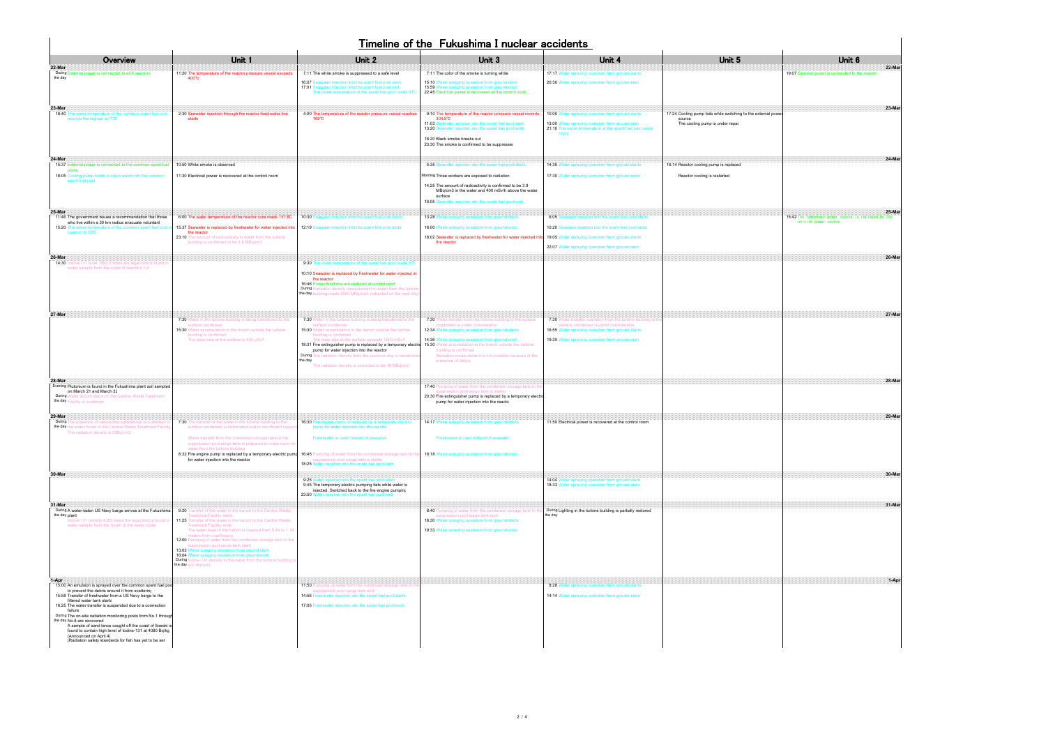# Timeline of the Fukushima I nuclear accidents

| Date | Overview | Unit 1 | Unit 2 | Unit 3 | Unit 4 | Unit 5 | Unit 6 |
|---|---|---|---|---|---|---|---|
| 22-Mar | During the day External power is connected to all 6 reactors | 11:20 The temperature of the reactor pressure vessel exceeds 400°C | 7:11 The white smoke is suppressed to a safe level<br>16:07 Seawater injection into the spent fuel pool starts<br>17:01 Seawater injection into the spent fuel pool ends<br>The water temperature of the spent fuel pool reads 51°C | 7:11 The color of the smoke is turning white<br>15:10 Water spraying operation from ground starts<br>15:59 Water spraying operation from ground ends<br>22:45 Electrical power is recovered at the control room | 17:17 Water spraying operation from ground starts<br>20:30 Water spraying operation from ground ends | | 19:07 External power is connected to the reactor |
| 23-Mar | 18:40 The water temperature of the common spent fuel pool records the highest at 77°C | 2:30 Seawater injection through the reactor feed-water line starts | 4:00 The temperature of the reactor pressure vessel reaches 109°C | 9:10 The temperature of the reactor pressure vessel records 304.8°C<br>11:03 Seawater injection into the spent fuel pool starts<br>13:20 Seawater injection into the spent fuel pool ends<br>16:20 Black smoke breaks out<br>23:30 The smoke is confirmed to be suppressed | 10:00 Water spraying operation from ground starts<br>13:00 Water spraying operation from ground ends<br>21:10 The water temperature of the spent fuel pool reads 100°C | 17:24 Cooling pump fails while switching to the external power source<br>The cooling pump is under repair | |
| 24-Mar | 15:37 External power is connected to the common spent fuel pools<br>18:05 Cooling pump starts to inject water into the common spent fuel pool | 10:50 White smoke is observed<br>11:30 Electrical power is recovered at the control room | | 5:35 Seawater injection into the spent fuel pool starts<br>Morning Three workers are exposed to radiation<br>14:25 The amount of radioactivity is confirmed to be 3.9 MBq/cm3 in the water and 400 mSv/h above the water surface<br>16:05 Seawater injection into the spent fuel pool ends | 14:35 Water spraying operation from ground starts<br>17:30 Water spraying operation from ground ends | 16:14 Reactor cooling pump is replaced<br>Reactor cooling is restarted | |
| 25-Mar | 11:46 The government issues a recommendation that those who live within a 30 km radius evacuate voluntarily<br>15:20 The water temperature of this common spent fuel pool is logged at 32°C | 6:00 The water temperature of the reactor core reads 157.8°C<br>15:37 Seawater is replaced by freshwater for water injected into the reactor<br>23:10 The amount of radioactivity in water from the turbine building is confirmed to be 3.8 MBq/cm3 | 10:30 Seawater injection into the spent fuel pool starts<br>12:19 Seawater injection into the spent fuel pool ends | 13:28 Water spraying operation from ground starts<br>16:00 Water spraying operation from ground ends<br>18:02 Seawater is replaced by freshwater for water injected into the reactor | 6:05 Seawater injection into the spent fuel pool starts<br>10:20 Seawater injection into the spent fuel pool ends<br>19:05 Water spraying operation from ground starts<br>22:07 Water spraying operation from ground ends | | 15:42 The temporary power source is replaced by the on-site power source |
| 26-Mar | 14:30 Iodine-131 level 1850.5 times the legal limit is found in water sample from the outlet of reactors 1-4 | | 9:30 The water temperature of the spent fuel pool reads 53°C<br>10:10 Seawater is replaced by freshwater for water injected in the reactor<br>16:46 Power functions are restored at control room<br>During the day Radiation density measurement in water from the turbine building reads 2900 MBq/cm3 (retracted on the next day) | | | | |
| 27-Mar | | 7:30 Water in the turbine building is being transferred to the surface condenser<br>15:30 Water accumulation in the trench outside the turbine building is confirmed<br>The dose rate at the surface is 400 μSv/h | 7:30 Water in the turbine building is being transferred to the surface condenser<br>15:30 Water accumulation in the trench outside the turbine building is confirmed<br>The dose rate at the surface exceeds 1000 mSv/h<br>18:31 Fire extinguisher pump is replaced by a temporary electric pump for water injection into the reactor<br>During the day The radiation density from the previous day is reexamined<br>The radiation density is corrected to be 19 MBq/cm3 | 7:30 Water transfer from the turbine building to the surface condenser is under consideration<br>12:34 Water spraying operation from ground starts<br>14:36 Water spraying operation from ground ends<br>15:30 Water accumulation in the trench outside the turbine building is confirmed<br>Radiation measurement is not possible because of the presence of debris | 7:30 Water transfer from the turbine building to the surface condenser is under consideration<br>16:55 Water spraying operation from ground starts<br>19:25 Water spraying operation from ground ends | | |
| 28-Mar | Evening Plutonium is found in the Fukushima plant soil sampled on March 21 and March 22<br>During the day Water accumulation in the Central Waste Treatment Facility is confirmed | | | 17:40 Pumping of water from the condenser storage tank to the suppression pool surge tank is started<br>20:30 Fire extinguisher pump is replaced by a temporary electric pump for water injection into the reactor | | | |
| 29-Mar | During the day The presence of radioactive substances is confirmed in the water found in the Central Waste Treatment Facility<br>The radiation density is 22Bq/cm3 | 7:30 The transfer of the water in the turbine building to the surface condenser is terminated due to insufficient capacity<br>Water transfer from the condenser storage tank to the suppression pool surge tank is prepared to make room for water from the turbine building<br>8:32 Fire engine pump is replaced by a temporary electric pump for water injection into the reactor | 16:30 Fire engine pump is replaced by a temporary electric pump for water injection into the reactor<br>Freshwater is used instead of seawater<br>16:45 Pumping of water from the condenser storage tank to the suppression pool surge tank is started<br>18:25 Water injection into the spent fuel pool ends | 14:17 Water spraying operation from ground starts<br>Freshwater is used instead of seawater<br>18:18 Water spraying operation from ground ends | 11:50 Electrical power is recovered at the control room | | |
| 30-Mar | | | 9:25 Water injection into the spent fuel pool starts<br>9:45 The temporary electric pump fails while water is injected. Switched back to the fire engine pumping<br>23:50 Water injection into the spent fuel pool ends | | 14:04 Water spraying operation from ground starts<br>18:33 Water spraying operation from ground ends | | |
| 31-Mar | During the day A water-laden US Navy barge arrives at the Fukushima plant<br>Iodine-131 density 4385 times the legal limit is found in water sample from the South of the water outlet | 9:20 Transfer of the water in the trench to the Central Waste Treatment Facility starts<br>11:25 Transfer of the water in the trench to the Central Waste Treatment Facility ends<br>The water level in the trench is lowered from 0.14 to 1.14 meters from overflowing<br>12:00 Pumping of water from the condenser storage tank to the suppression pool surge tank starts<br>13:03 Water spraying operation from ground starts<br>16:04 Water spraying operation from ground ends<br>During the day Iodine-131 density in the water from the turbine building is 430 Bq/cm3 | | 8:40 Pumping of water from the condenser storage tank to the suppression pool surge tank ends<br>16:30 Water spraying operation from ground starts<br>19:33 Water spraying operation from ground ends | During the day Lighting in the turbine building is partially restored | | |
| 1-Apr | 15:00 An emulsion is sprayed over the common spent fuel pool to prevent the debris around it from scattering<br>15:58 Transfer of freshwater from a US Navy barge to the filtered water tank starts<br>16:25 The water transfer is suspended due to a connection failure<br>During the day The on-site radiation monitoring posts from No.1 through No.8 are recovered<br>A sample of sand lance caught off the coast of Ibaraki is found to contain high level of Iodine-131 at 4080 Bq/kg (Announced on April 4)<br>(Radiation safety standards for fish has yet to be set) | | 11:50 Pumping of water from the condenser storage tank to the suppression pool surge tank ends<br>14:56 Freshwater injection into the spent fuel pool starts<br>17:05 Freshwater injection into the spent fuel pool ends | | 8:28 Water spraying operation from ground starts<br>14:14 Water spraying operation from ground ends | | |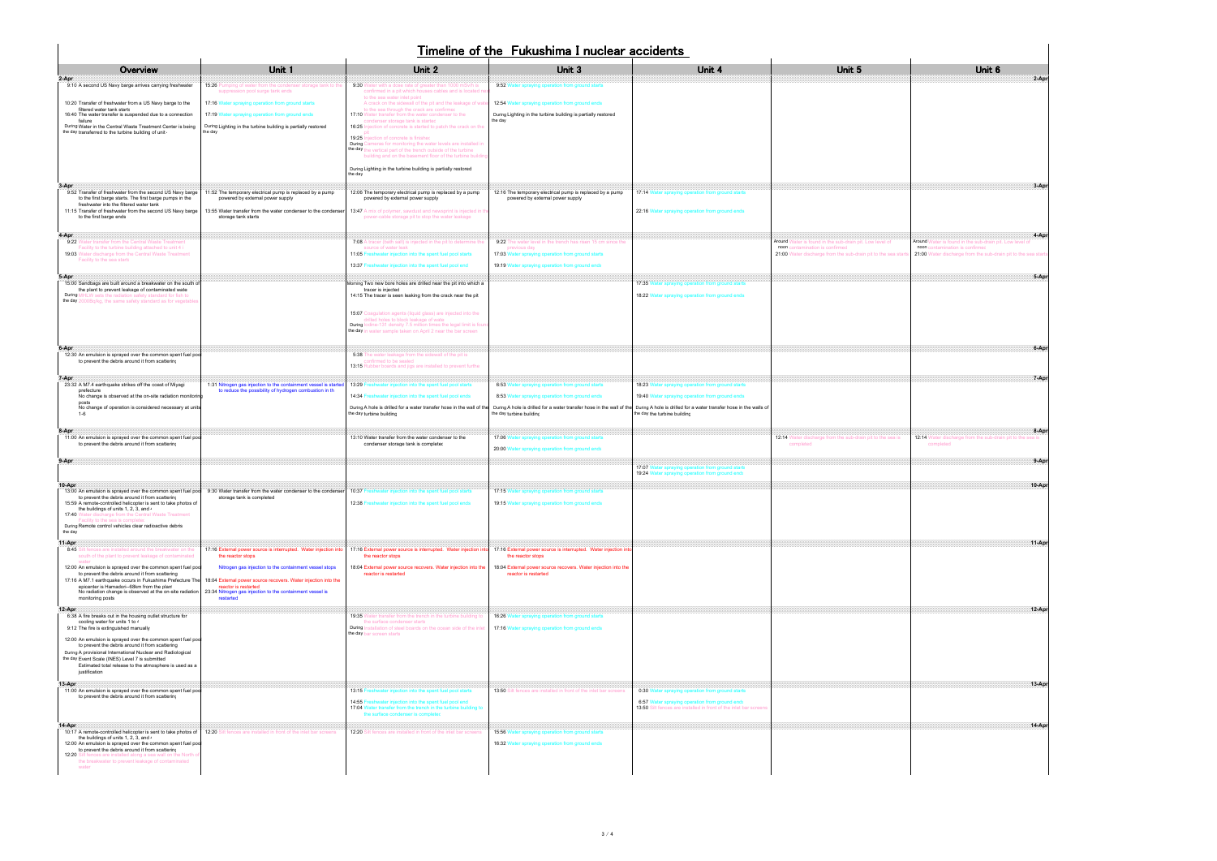# Timeline of the Fukushima I nuclear accidents

| Date | Overview | Unit 1 | Unit 2 | Unit 3 | Unit 4 | Unit 5 | Unit 6 |
|---|---|---|---|---|---|---|---|
| 2-Apr | 9:10 A second US Navy barge arrives carrying freshwater<br>10:20 Transfer of freshwater from a US Navy barge to the filtered water tank starts<br>16:40 The water transfer is suspended due to a connection failure<br>During the day Water in the Central Waste Treatment Center is being transferred to the turbine building of unit 4 | 15:26 Pumping of water from the condenser storage tank to the suppression pool surge tank ends<br>17:16 Water spraying operation from ground starts<br>17:19 Water spraying operation from ground ends<br>During the day Lighting in the turbine building is partially restored | 9:30 Water with a dose rate of greater than 1000 mSv/h is confirmed in a pit which houses cables and is located next to the sea water inlet point<br>A crack on the sidewall of the pit and the leakage of water to the sea through the crack are confirmed<br>17:10 Water transfer from the water condenser to the condenser storage tank is started<br>16:25 Injection of concrete is started to patch the crack on the pit<br>19:25 Injection of concrete is finished<br>During the day Cameras for monitoring the water levels are installed in the vertical part of the trench outside of the turbine building and on the basement floor of the turbine building<br>During the day Lighting in the turbine building is partially restored | 9:52 Water spraying operation from ground starts<br>12:54 Water spraying operation from ground ends<br>During the day Lighting in the turbine building is partially restored | | | |
| 3-Apr | 9:52 Transfer of freshwater from the second US Navy barge to the first barge starts. The first barge pumps in the freshwater into the filtered water tank<br>11:15 Transfer of freshwater from the second US Navy barge to the first barge ends | 11:52 The temporary electrical pump is replaced by a pump powered by external power supply<br>13:55 Water transfer from the water condenser to the condenser storage tank starts | 12:06 The temporary electrical pump is replaced by a pump powered by external power supply<br>13:47 A mix of polymer, sawdust and newsprint is injected in the power-cable storage pit to stop the water leakage | 12:16 The temporary electrical pump is replaced by a pump powered by external power supply | 17:14 Water spraying operation from ground starts<br>22:16 Water spraying operation from ground ends | | |
| 4-Apr | 9:22 Water transfer from the Central Waste Treatment Facility to the turbine building attached to unit 4 t<br>19:03 Water discharge from the Central Waste Treatment Facility to the sea starts | | 7:08 A tracer (bath salt) is injected in the pit to determine the source of water leak<br>11:05 Freshwater injection into the spent fuel pool starts<br>13:37 Freshwater injection into the spent fuel pool ends | 9:22 The water level in the trench has risen 15 cm since the previous day<br>17:03 Water spraying operation from ground starts<br>19:19 Water spraying operation from ground ends | | Around noon Water is found in the sub-drain pit. Low level of contamination is confirmed<br>21:00 Water discharge from the sub-drain pit to the sea starts | Around noon Water is found in the sub-drain pit. Low level of contamination is confirmed<br>21:00 Water discharge from the sub-drain pit to the sea starts |
| 5-Apr | 15:00 Sandbags are built around a breakwater on the south of the plant to prevent leakage of contaminated wate<br>During the day MHLW sets the radiation safety standard for fish to 2000Bq/kg, the same safety standard as for vegetables | | Morning Two new bore holes are drilled near the pit into which a tracer is injected<br>14:15 The tracer is seen leaking from the crack near the pit<br>15:07 Coagulation agents (liquid glass) are injected into the drilled holes to block leakage of wate<br>During the day Iodine-131 density 7.5 million times the legal limit is found in water sample taken on April 2 near the bar screen | | 17:35 Water spraying operation from ground starts<br>18:22 Water spraying operation from ground ends | | |
| 6-Apr | 12:30 An emulsion is sprayed over the common spent fuel pool to prevent the debris around it from scattering | | 5:38 The water leakage from the sidewall of the pit is confirmed to be sealed<br>13:15 Rubber boards and jigs are installed to prevent further | | | | |
| 7-Apr | 23:32 A M7.4 earthquake strikes off the coast of Miyagi prefecture<br>No change is observed at the on-site radiation monitoring posts<br>No change of operation is considered necessary at units 1-6 | 1:31 Nitrogen gas injection to the containment vessel is started to reduce the possibility of hydrogen combustion in th | 13:29 Freshwater injection into the spent fuel pool starts<br>14:34 Freshwater injection into the spent fuel pool ends<br>During the day A hole is drilled for a water transfer hose in the wall of the turbine building | 8:53 Water spraying operation from ground starts<br>8:53 Water spraying operation from ground ends<br>During the day A hole is drilled for a water transfer hose in the wall of the turbine building | 18:23 Water spraying operation from ground starts<br>19:40 Water spraying operation from ground ends<br>During the day A hole is drilled for a water transfer hose in the walls of the turbine building | | |
| 8-Apr | 11:00 An emulsion is sprayed over the common spent fuel pool to prevent the debris around it from scattering | | 13:10 Water transfer from the water condenser to the condenser storage tank is completed | 17:06 Water spraying operation from ground starts<br>20:00 Water spraying operation from ground ends | | 12:14 Water discharge from the sub-drain pit to the sea is completed | 12:14 Water discharge from the sub-drain pit to the sea is completed |
| 9-Apr | | | | | 17:07 Water spraying operation from ground starts<br>19:24 Water spraying operation from ground ends | | |
| 10-Apr | 13:00 An emulsion is sprayed over the common spent fuel pool to prevent the debris around it from scattering<br>15:59 A remote-controlled helicopter is sent to take photos of the buildings of units 1, 2, 3, and 4<br>17:40 Water discharge from the Central Waste Treatment Facility to the sea is completed<br>During the day Remote control vehicles clear radioactive debris | 9:30 Water transfer from the water condenser to the condenser storage tank is completed | 10:37 Freshwater injection into the spent fuel pool starts<br>12:38 Freshwater injection into the spent fuel pool ends | 17:15 Water spraying operation from ground starts<br>19:15 Water spraying operation from ground ends | | | |
| 11-Apr | 8:45 Silt fences are installed around the breakwater on the south of the plant to prevent leakage of contaminated water<br>12:00 An emulsion is sprayed over the common spent fuel pool to prevent the debris around it from scattering<br>17:16 A M7.1 earthquake occurs in Fukushima Prefecture The epicenter is Hamadori--68km from the plant<br>No radiation change is observed at the on-site radiation monitoring posts | 17:16 External power source is interrupted. Water injection into the reactor stops<br>Nitrogen gas injection to the containment vessel stops<br>18:04 External power source recovers. Water injection into the reactor is restarted<br>23:34 Nitrogen gas injection to the containment vessel is restarted | 17:16 External power source is interrupted. Water injection into the reactor stops<br>18:04 External power source recovers. Water injection into the reactor is restarted | 17:16 External power source is interrupted. Water injection into the reactor stops<br>18:04 External power source recovers. Water injection into the reactor is restarted | | | |
| 12-Apr | 6:38 A fire breaks out in the housing outlet structure for cooling water for units 1 to 4<br>9:12 The fire is extinguished manually<br>12:00 An emulsion is sprayed over the common spent fuel pool to prevent the debris around it from scattering<br>During the day A provisional International Nuclear and Radiological Event Scale (INES) Level 7 is submitted<br>Estimated total release to the atmosphere is used as a justification | | 19:35 Water transfer from the trench in the turbine building to the surface condenser starts<br>During the day Installation of steel boards on the ocean side of the inlet bar screen starts | 16:26 Water spraying operation from ground starts<br>17:16 Water spraying operation from ground ends | | | |
| 13-Apr | 11:00 An emulsion is sprayed over the common spent fuel pool to prevent the debris around it from scattering | | 13:15 Freshwater injection into the spent fuel pool starts<br>14:55 Freshwater injection into the spent fuel pool ends<br>17:04 Water transfer from the trench in the turbine building to the surface condenser is completed | 13:50 Silt fences are installed in front of the inlet bar screens | 0:30 Water spraying operation from ground starts<br>6:57 Water spraying operation from ground ends<br>13:50 Silt fences are installed in front of the inlet bar screens | | |
| 14-Apr | 10:17 A remote-controlled helicopter is sent to take photos of the buildings of units 1, 2, 3, and 4<br>12:00 An emulsion is sprayed over the common spent fuel pool to prevent the debris around it from scattering<br>12:20 Silt fences are installed along a sea wall on the North of the breakwater to prevent leakage of contaminated water | 12:20 Silt fences are installed in front of the inlet bar screens | 12:20 Silt fences are installed in front of the inlet bar screens | 15:56 Water spraying operation from ground starts<br>16:32 Water spraying operation from ground ends | | | |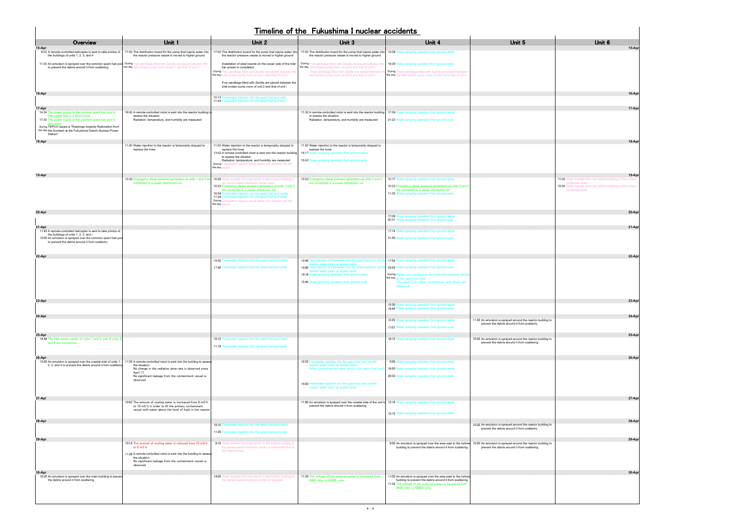# Timeline of the Fukushima I nuclear accidents

| | Overview | Unit 1 | Unit 2 | Unit 3 | Unit 4 | Unit 5 | Unit 6 |
|---|---|---|---|---|---|---|---|
| 15-Apr | 8:02 A remote-controlled helicopter is sent to take photos of the buildings of units 1, 2, 3, and 4<br>11:30 An emulsion is sprayed over the common spent fuel pool to prevent the debris around it from scattering | 17:00 The distribution board for the pump that injects water into the reactor pressure vessel is moved to higher ground<br>During the day Two sandbags filled with Zeolite are placed between the inlet screen pump room of unit 1 and that of unit 2 | 17:00 The distribution board for the pump that injects water into the reactor pressure vessel is moved to higher ground<br>Installation of steel boards on the ocean side of the inlet bar screen is completed<br>During the day Two sandbags filled with Zeolite are placed between the inlet screen pump room of unit 1 and that of unit 2<br>Five sandbags filled with Zeolite are placed between the inlet screen pump room of unit 2 and that of unit 3 | 17:00 The distribution board for the pump that injects water into the reactor pressure vessel is moved to higher ground<br>During the day Five sandbags filled with Zeolite are placed between the inlet screen pump room of unit 2 and that of unit 3<br>Three sandbags filled with Zeolite are placed between the inlet screen pump room of unit 3 and that of unit 4 | 14:08 Water spraying operation from ground starts<br>18:29 Water spraying operation from ground ends<br>During the day Three sandbags filled with Zeolite are placed between the inlet screen pump room of unit 3 and that of unit 4 | | |
| 16-Apr | | | 10:13 Freshwater injection into the spent fuel pool start<br>11:54 Freshwater injection into the spent fuel pool ends | | | | |
| 17-Apr | 14:34 The power supply to the common spent fuel pool is interrupted due to a short-circuit<br>17:30 The power supply to the common spent fuel pool is recovered<br>During the day TEPCO issues a "Roadmap towards Restoration from the Accident at the Fukushima Daiichi Nuclear Power Station" | 16:00 A remote-controlled robot is sent into the reactor building to assess the situation<br>Radiation, temperature, and humidity are measured | | 11:30 A remote-controlled robot is sent into the reactor building to assess the situation<br>Radiation, temperature, and humidity are measured | 17:39 Water spraying operation from ground starts<br>21:22 Water spraying operation from ground ends | | |
| 18-Apr | | 11:50 Water injection to the reactor is temporarily stopped to replace the hose | 11:50 Water injection to the reactor is temporarily stopped to replace the hose<br>13:42 A remote-controlled robot is sent into the reactor building to assess the situation<br>Radiation, temperature, and humidity are measured<br>During the day Coagulation agents (liquid glass) are injected into the trench | 11:50 Water injection to the reactor is temporarily stopped to replace the hose<br>14:17 Water spraying operation from ground starts<br>15:02 Water spraying operation from ground ends | | | |
| 19-Apr | | 10:23 Emergency diesel-powered generators at units 1 and 2 are connected to a power distribution unit | 10:08 Water transfer from the trench in the turbine building to the central waste treatment center starts<br>10:23 Emergency diesel-powered generators at units 1 and 2 are connected to a power distribution unit<br>16:08 Freshwater injection into the spent fuel pool starts<br>17:28 Freshwater injection into the spent fuel pool ends<br>During the day Coagulation agents (liquid glass) are injected into the trench | 10:23 Emergency diesel-powered generators at units 3 and 4 are connected to a power distribution unit | 10:17 Water spraying operation from ground starts<br>10:23 Emergency diesel-powered generators at units 3 and 4 are connected to a power distribution unit<br>11:35 Water spraying operation from ground ends | | 11:00 Water transfer from the turbine building to the surface condenser starts<br>15:00 Water transfer from the turbine building to the surface condenser ends |
| 20-Apr | | | | | 17:08 Water spraying operation from ground starts<br>20:31 Water spraying operation from ground ends | | |
| 21-Apr | 11:43 A remote-controlled helicopter is sent to take photos of the buildings of units 1, 2, 3, and 4<br>12:00 An emulsion is sprayed over the common spent fuel pool to prevent the debris around it from scattering | | | | 17:14 Water spraying operation from ground starts<br>21:20 Water spraying operation from ground ends | | |
| 22-Apr | | | 15:55 Freshwater injection into the spent fuel pool starts<br>17:40 Freshwater injection into the spent fuel pool ends | 13:40 Test injection of freshwater into the spent fuel pool via the reactor water clean-up system starts<br>14:00 Test injection of freshwater into the spent fuel pool via the reactor water clean-up system ends<br>14:19 Water spraying operation from ground starts<br>15:40 Water spraying operation from ground ends | 17:52 Water spraying operation from ground starts<br>23:53 Water spraying operation from ground ends<br>During the day Measures are installed on the concrete pumping vehicle at the spent fuel pool<br>The water level, water temperature, and others are measured | | |
| 23-Apr | | | | | 12:30 Water spraying operation from ground starts<br>16:44 Water spraying operation from ground ends | | |
| 24-Apr | | | | | 12:25 Water spraying operation from ground starts<br>17:07 Water spraying operation from ground ends | 11:30 An emulsion is sprayed around the reactor building to prevent the debris around it from scattering | |
| 25-Apr | 14:44 The tie power cables of units 1 and 2 and of units 5 and 6 are connected | | 10:12 Freshwater injection into the spent fuel pool starts<br>11:18 Freshwater injection into the spent fuel pool ends | | 18:15 Water spraying operation from ground starts | 10:30 An emulsion is sprayed around the reactor building to prevent the debris around it from scattering | |
| 26-Apr | 13:30 An emulsion is sprayed over the coastal side of units 1, 2, 3, and 4 to prevent the debris around it from scattering | 11:35 A remote-controlled robot is sent into the building to assess the situation<br>No change in the radiation dose rate is observed since April 17<br>No significant leakage from the containment vessel is observed | | 12:25 Freshwater injection into the spent fuel pool via the reactor water clean-up system starts<br>(after confirming the water level in the spent fuel pool)<br>14:02 Freshwater injection into the spent fuel pool via the reactor water clean-up system ends | 0:26 Water spraying operation from ground ends<br>16:50 Water spraying operation from ground starts<br>20:35 Water spraying operation from ground ends | | |
| 27-Apr | | 10:02 The amount of cooling water is increased from 6 m3/h to 10 m3/h in order to fill the primary containment vessel with water above the level of fuels in the reactor | | 11:00 An emulsion is sprayed over the coastal side of the unit to prevent the debris around it from scattering | 12:18 Water spraying operation from ground starts<br>15:15 Water spraying operation from ground ends | | |
| 28-Apr | | | 10:15 Freshwater injection into the spent fuel pool starts<br>11:28 Freshwater injection into the spent fuel pool ends | | | 10:30 An emulsion is sprayed around the reactor building to prevent the debris around it from scattering | |
| 29-Apr | | 10:14 The amount of cooling water is reduced from 10 m3/h to 6 m3/h<br>11:36 A remote-controlled robot is sent into the building to assess the situation<br>No significant leakage from the containment vessel is observed | 9:16 Water transfer from the trench in the turbine building to the central waste treatment center is interrupted due to the maintenance | | 9:00 An emulsion is sprayed over the area east to the turbine building to prevent the debris around it from scattering | 10:30 An emulsion is sprayed around the reactor building to prevent the debris around it from scattering | |
| 30-Apr | 10:30 An emulsion is sprayed over the main building to prevent the debris around it from scattering | | 14:05 Water transfer from the trench in the turbine building to the central waste treatment center is restarted | 11:34 The voltage of the external power is increased from 6900 volts to 66000 volts | 11:00 An emulsion is sprayed over the area east to the turbine building to prevent the debris around it from scattering<br>11:34 The voltage of the external power is increased from 6900 volts to 66000 volts | | |